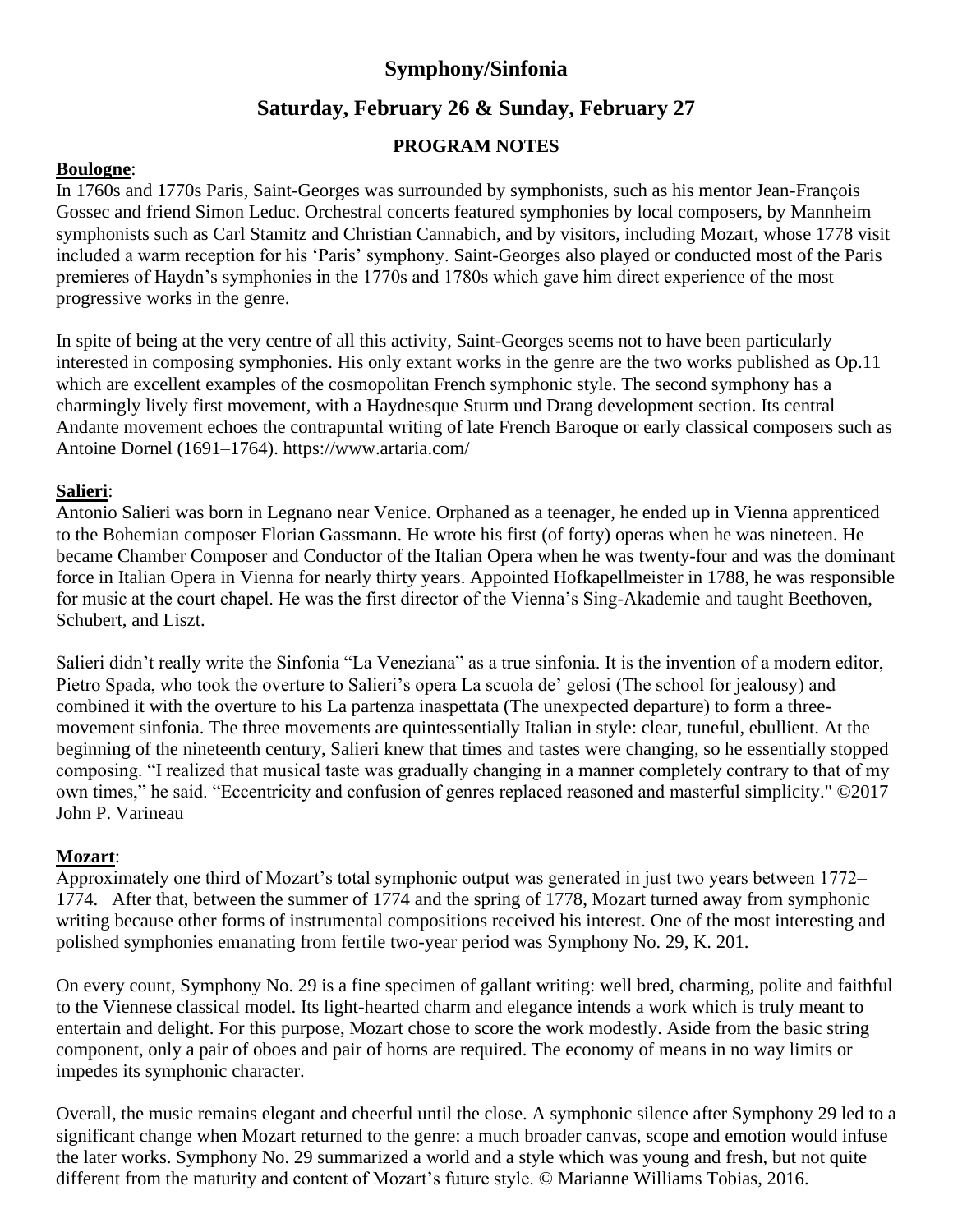# Symphony/Sinfonia

## Saturday, February 26 & Sunday, February 27

### PROGRAM NOTES

**Boulogne**:

In 1760s and 1770s Paris, Saint-Georges was surrounded by symphonists, such as his mentor Jean-François Gossec and friend Simon Leduc. Orchestral concerts featured symphonies by local composers, by Mannheim symphonists such as Carl Stamitz and Christian Cannabich, and by visitors, including Mozart, whose 1778 visit included a warm reception for his 'Paris' symphony. Saint-Georges also played or conducted most of the Paris premieres of Haydn's symphonies in the 1770s and 1780s which gave him direct experience of the most progressive works in the genre.

In spite of being at the very centre of all this activity, Saint-Georges seems not to have been particularly interested in composing symphonies. His only extant works in the genre are the two works published as Op.11 which are excellent examples of the cosmopolitan French symphonic style. The second symphony has a charmingly lively first movement, with a Haydnesque Sturm und Drang development section. Its central Andante movement echoes the contrapuntal writing of late French Baroque or early classical composers such as Antoine Dornel (1691–1764). https://www.artaria.com/

**Salieri**:

Antonio Salieri was born in Legnano near Venice. Orphaned as a teenager, he ended up in Vienna apprenticed to the Bohemian composer Florian Gassmann. He wrote his first (of forty) operas when he was nineteen. He became Chamber Composer and Conductor of the Italian Opera when he was twenty-four and was the dominant force in Italian Opera in Vienna for nearly thirty years. Appointed Hofkapellmeister in 1788, he was responsible for music at the court chapel. He was the first director of the Vienna's Sing-Akademie and taught Beethoven, Schubert, and Liszt.

Salieri didn't really write the Sinfonia "La Veneziana" as a true sinfonia. It is the invention of a modern editor, Pietro Spada, who took the overture to Salieri's opera La scuola de' gelosi (The school for jealousy) and combined it with the overture to his La partenza inaspettata (The unexpected departure) to form a three-movement sinfonia. The three movements are quintessentially Italian in style: clear, tuneful, ebullient. At the beginning of the nineteenth century, Salieri knew that times and tastes were changing, so he essentially stopped composing. "I realized that musical taste was gradually changing in a manner completely contrary to that of my own times," he said. "Eccentricity and confusion of genres replaced reasoned and masterful simplicity." ©2017 John P. Varineau

**Mozart**:

Approximately one third of Mozart's total symphonic output was generated in just two years between 1772–1774. After that, between the summer of 1774 and the spring of 1778, Mozart turned away from symphonic writing because other forms of instrumental compositions received his interest. One of the most interesting and polished symphonies emanating from fertile two-year period was Symphony No. 29, K. 201.

On every count, Symphony No. 29 is a fine specimen of gallant writing: well bred, charming, polite and faithful to the Viennese classical model. Its light-hearted charm and elegance intends a work which is truly meant to entertain and delight. For this purpose, Mozart chose to score the work modestly. Aside from the basic string component, only a pair of oboes and pair of horns are required. The economy of means in no way limits or impedes its symphonic character.

Overall, the music remains elegant and cheerful until the close. A symphonic silence after Symphony 29 led to a significant change when Mozart returned to the genre: a much broader canvas, scope and emotion would infuse the later works. Symphony No. 29 summarized a world and a style which was young and fresh, but not quite different from the maturity and content of Mozart's future style. © Marianne Williams Tobias, 2016.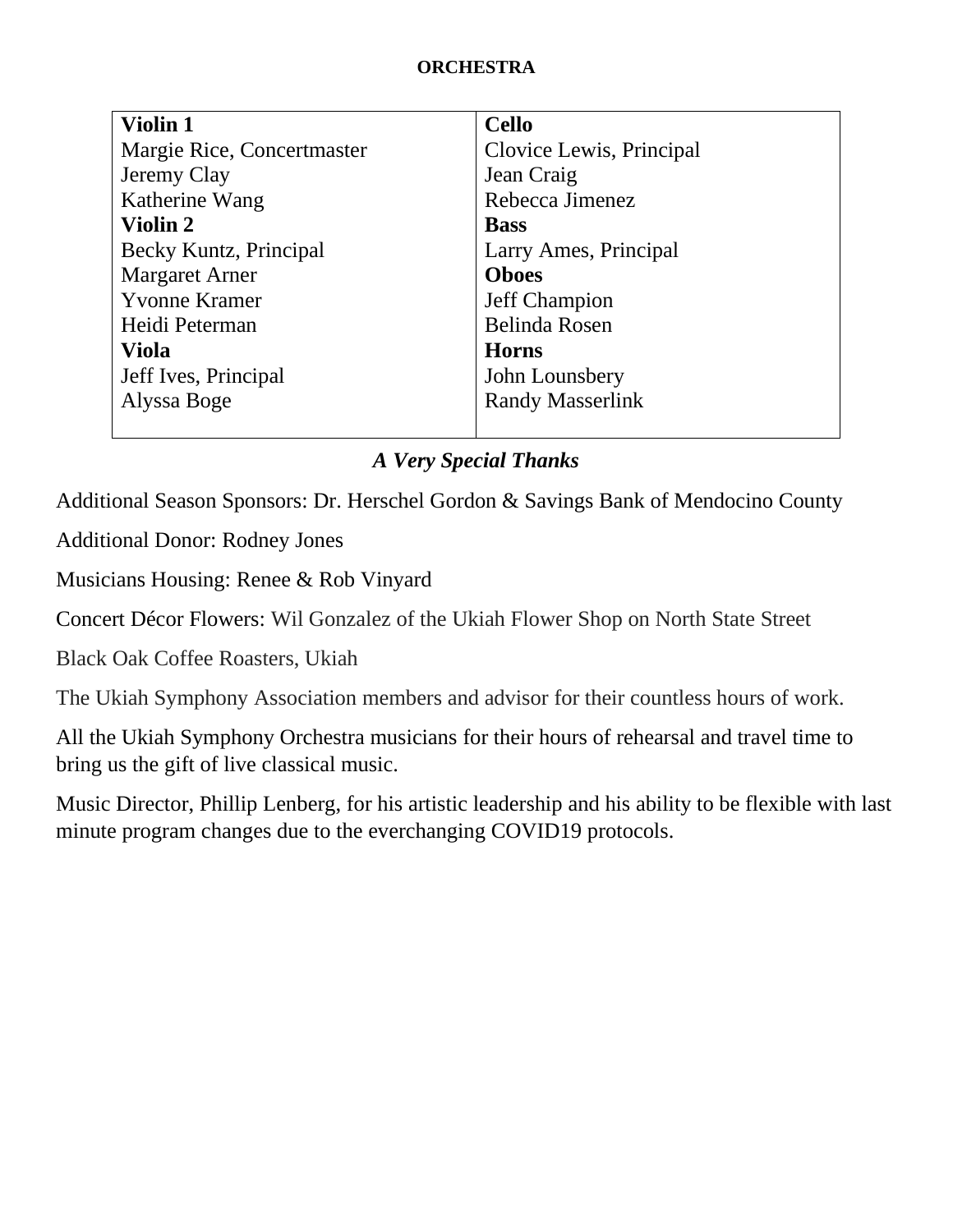**ORCHESTRA**

| | |
|---|---|
| **Violin 1**<br>Margie Rice, Concertmaster<br>Jeremy Clay<br>Katherine Wang<br>**Violin 2**<br>Becky Kuntz, Principal<br>Margaret Arner<br>Yvonne Kramer<br>Heidi Peterman<br>**Viola**<br>Jeff Ives, Principal<br>Alyssa Boge | **Cello**<br>Clovice Lewis, Principal<br>Jean Craig<br>Rebecca Jimenez<br>**Bass**<br>Larry Ames, Principal<br>**Oboes**<br>Jeff Champion<br>Belinda Rosen<br>**Horns**<br>John Lounsbery<br>Randy Masserlink |

***A Very Special Thanks***

Additional Season Sponsors: Dr. Herschel Gordon & Savings Bank of Mendocino County

Additional Donor: Rodney Jones

Musicians Housing: Renee & Rob Vinyard

Concert Décor Flowers: Wil Gonzalez of the Ukiah Flower Shop on North State Street

Black Oak Coffee Roasters, Ukiah

The Ukiah Symphony Association members and advisor for their countless hours of work.

All the Ukiah Symphony Orchestra musicians for their hours of rehearsal and travel time to bring us the gift of live classical music.

Music Director, Phillip Lenberg, for his artistic leadership and his ability to be flexible with last minute program changes due to the everchanging COVID19 protocols.